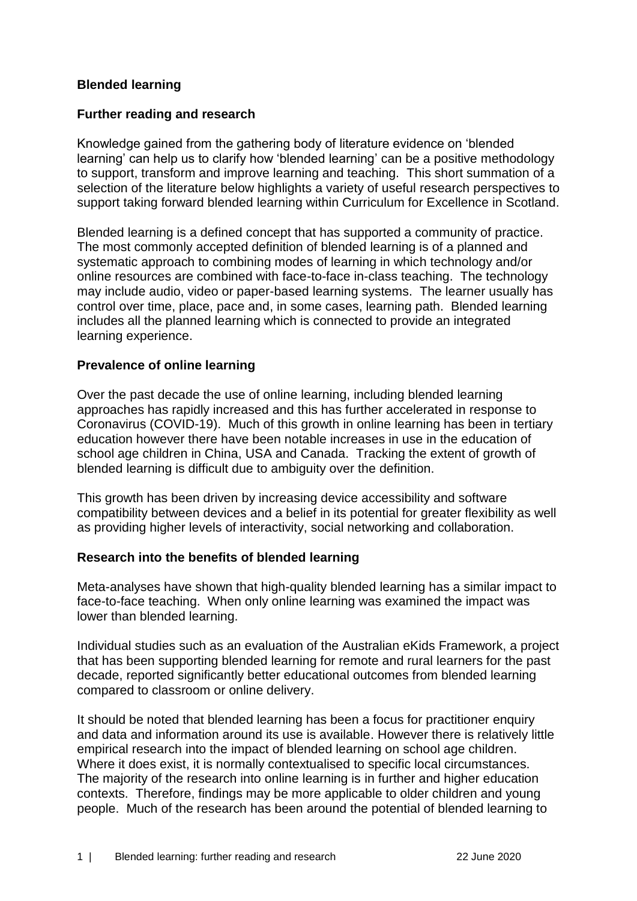# Blended learning

## Further reading and research

Knowledge gained from the gathering body of literature evidence on 'blended learning' can help us to clarify how 'blended learning' can be a positive methodology to support, transform and improve learning and teaching. This short summation of a selection of the literature below highlights a variety of useful research perspectives to support taking forward blended learning within Curriculum for Excellence in Scotland.

Blended learning is a defined concept that has supported a community of practice. The most commonly accepted definition of blended learning is of a planned and systematic approach to combining modes of learning in which technology and/or online resources are combined with face-to-face in-class teaching. The technology may include audio, video or paper-based learning systems. The learner usually has control over time, place, pace and, in some cases, learning path. Blended learning includes all the planned learning which is connected to provide an integrated learning experience.

## Prevalence of online learning

Over the past decade the use of online learning, including blended learning approaches has rapidly increased and this has further accelerated in response to Coronavirus (COVID-19). Much of this growth in online learning has been in tertiary education however there have been notable increases in use in the education of school age children in China, USA and Canada. Tracking the extent of growth of blended learning is difficult due to ambiguity over the definition.

This growth has been driven by increasing device accessibility and software compatibility between devices and a belief in its potential for greater flexibility as well as providing higher levels of interactivity, social networking and collaboration.

## Research into the benefits of blended learning

Meta-analyses have shown that high-quality blended learning has a similar impact to face-to-face teaching. When only online learning was examined the impact was lower than blended learning.

Individual studies such as an evaluation of the Australian eKids Framework, a project that has been supporting blended learning for remote and rural learners for the past decade, reported significantly better educational outcomes from blended learning compared to classroom or online delivery.

It should be noted that blended learning has been a focus for practitioner enquiry and data and information around its use is available. However there is relatively little empirical research into the impact of blended learning on school age children. Where it does exist, it is normally contextualised to specific local circumstances. The majority of the research into online learning is in further and higher education contexts. Therefore, findings may be more applicable to older children and young people. Much of the research has been around the potential of blended learning to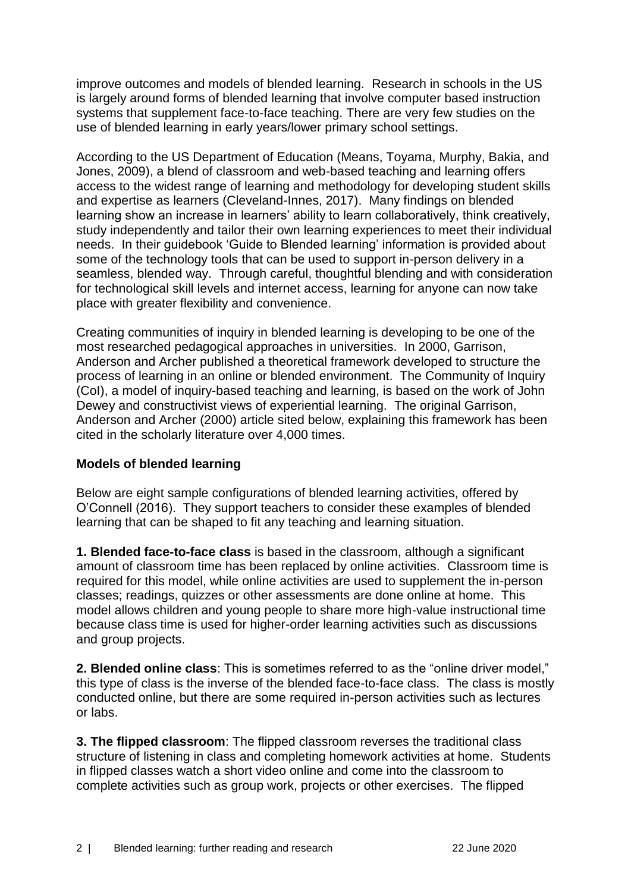improve outcomes and models of blended learning. Research in schools in the US is largely around forms of blended learning that involve computer based instruction systems that supplement face-to-face teaching. There are very few studies on the use of blended learning in early years/lower primary school settings.

According to the US Department of Education (Means, Toyama, Murphy, Bakia, and Jones, 2009), a blend of classroom and web-based teaching and learning offers access to the widest range of learning and methodology for developing student skills and expertise as learners (Cleveland-Innes, 2017). Many findings on blended learning show an increase in learners' ability to learn collaboratively, think creatively, study independently and tailor their own learning experiences to meet their individual needs. In their guidebook 'Guide to Blended learning' information is provided about some of the technology tools that can be used to support in-person delivery in a seamless, blended way. Through careful, thoughtful blending and with consideration for technological skill levels and internet access, learning for anyone can now take place with greater flexibility and convenience.

Creating communities of inquiry in blended learning is developing to be one of the most researched pedagogical approaches in universities. In 2000, Garrison, Anderson and Archer published a theoretical framework developed to structure the process of learning in an online or blended environment. The Community of Inquiry (CoI), a model of inquiry-based teaching and learning, is based on the work of John Dewey and constructivist views of experiential learning. The original Garrison, Anderson and Archer (2000) article sited below, explaining this framework has been cited in the scholarly literature over 4,000 times.

**Models of blended learning**

Below are eight sample configurations of blended learning activities, offered by O'Connell (2016). They support teachers to consider these examples of blended learning that can be shaped to fit any teaching and learning situation.

**1. Blended face-to-face class** is based in the classroom, although a significant amount of classroom time has been replaced by online activities. Classroom time is required for this model, while online activities are used to supplement the in-person classes; readings, quizzes or other assessments are done online at home. This model allows children and young people to share more high-value instructional time because class time is used for higher-order learning activities such as discussions and group projects.

**2. Blended online class**: This is sometimes referred to as the "online driver model," this type of class is the inverse of the blended face-to-face class. The class is mostly conducted online, but there are some required in-person activities such as lectures or labs.

**3. The flipped classroom**: The flipped classroom reverses the traditional class structure of listening in class and completing homework activities at home. Students in flipped classes watch a short video online and come into the classroom to complete activities such as group work, projects or other exercises. The flipped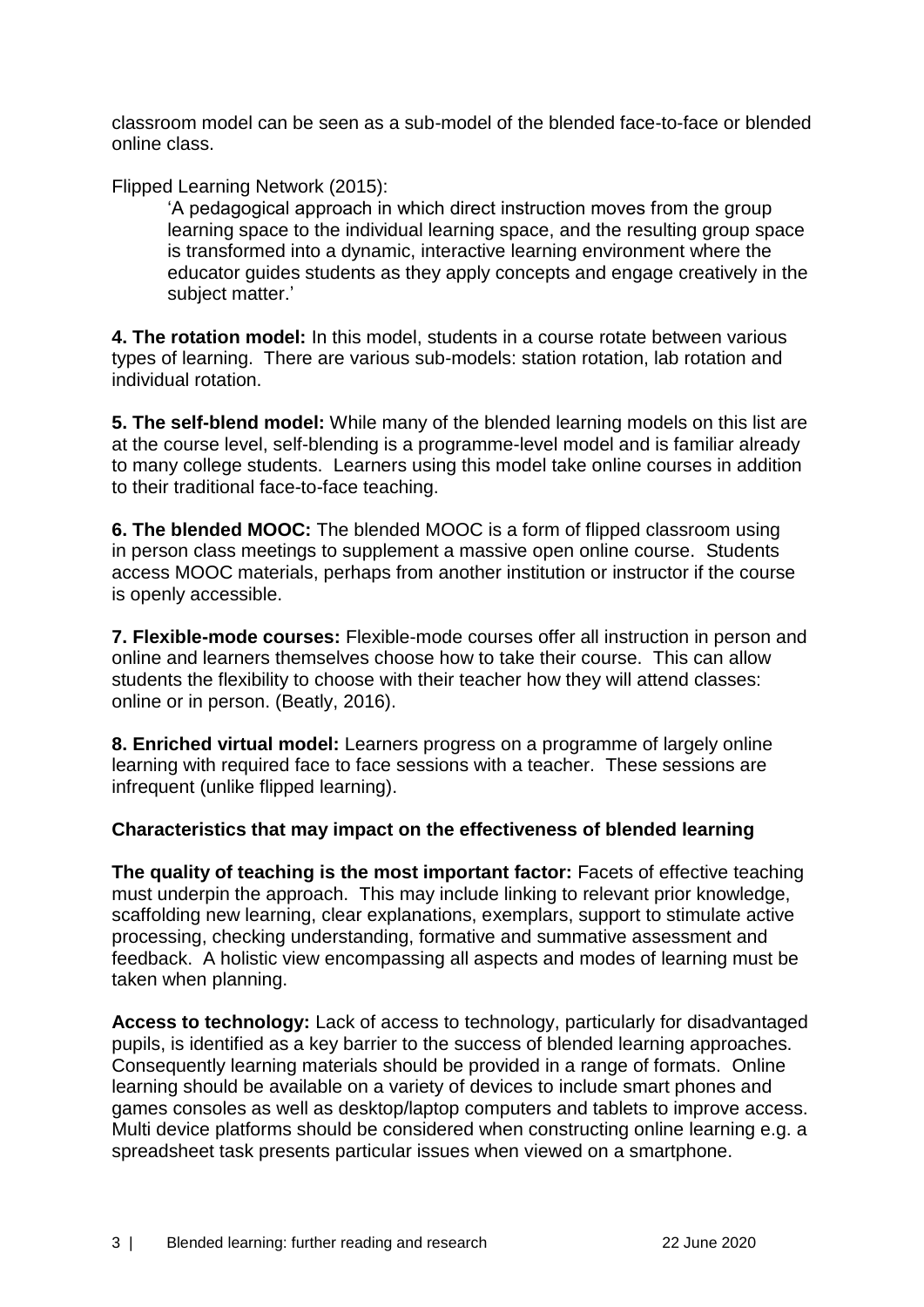classroom model can be seen as a sub-model of the blended face-to-face or blended online class.

Flipped Learning Network (2015):

> 'A pedagogical approach in which direct instruction moves from the group learning space to the individual learning space, and the resulting group space is transformed into a dynamic, interactive learning environment where the educator guides students as they apply concepts and engage creatively in the subject matter.'

**4. The rotation model:** In this model, students in a course rotate between various types of learning. There are various sub-models: station rotation, lab rotation and individual rotation.

**5. The self-blend model:** While many of the blended learning models on this list are at the course level, self-blending is a programme-level model and is familiar already to many college students. Learners using this model take online courses in addition to their traditional face-to-face teaching.

**6. The blended MOOC:** The blended MOOC is a form of flipped classroom using in person class meetings to supplement a massive open online course. Students access MOOC materials, perhaps from another institution or instructor if the course is openly accessible.

**7. Flexible-mode courses:** Flexible-mode courses offer all instruction in person and online and learners themselves choose how to take their course. This can allow students the flexibility to choose with their teacher how they will attend classes: online or in person. (Beatly, 2016).

**8. Enriched virtual model:** Learners progress on a programme of largely online learning with required face to face sessions with a teacher. These sessions are infrequent (unlike flipped learning).

**Characteristics that may impact on the effectiveness of blended learning**

**The quality of teaching is the most important factor:** Facets of effective teaching must underpin the approach. This may include linking to relevant prior knowledge, scaffolding new learning, clear explanations, exemplars, support to stimulate active processing, checking understanding, formative and summative assessment and feedback. A holistic view encompassing all aspects and modes of learning must be taken when planning.

**Access to technology:** Lack of access to technology, particularly for disadvantaged pupils, is identified as a key barrier to the success of blended learning approaches. Consequently learning materials should be provided in a range of formats. Online learning should be available on a variety of devices to include smart phones and games consoles as well as desktop/laptop computers and tablets to improve access. Multi device platforms should be considered when constructing online learning e.g. a spreadsheet task presents particular issues when viewed on a smartphone.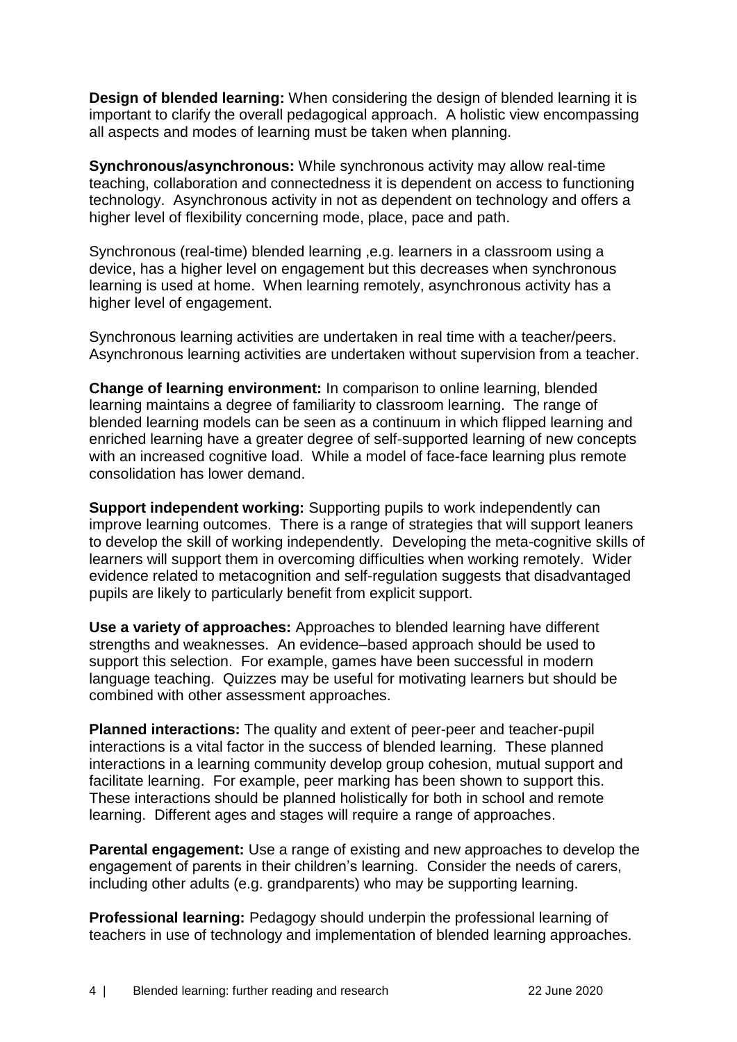**Design of blended learning:** When considering the design of blended learning it is important to clarify the overall pedagogical approach. A holistic view encompassing all aspects and modes of learning must be taken when planning.

**Synchronous/asynchronous:** While synchronous activity may allow real-time teaching, collaboration and connectedness it is dependent on access to functioning technology. Asynchronous activity in not as dependent on technology and offers a higher level of flexibility concerning mode, place, pace and path.

Synchronous (real-time) blended learning ,e.g. learners in a classroom using a device, has a higher level on engagement but this decreases when synchronous learning is used at home. When learning remotely, asynchronous activity has a higher level of engagement.

Synchronous learning activities are undertaken in real time with a teacher/peers. Asynchronous learning activities are undertaken without supervision from a teacher.

**Change of learning environment:** In comparison to online learning, blended learning maintains a degree of familiarity to classroom learning. The range of blended learning models can be seen as a continuum in which flipped learning and enriched learning have a greater degree of self-supported learning of new concepts with an increased cognitive load. While a model of face-face learning plus remote consolidation has lower demand.

**Support independent working:** Supporting pupils to work independently can improve learning outcomes. There is a range of strategies that will support leaners to develop the skill of working independently. Developing the meta-cognitive skills of learners will support them in overcoming difficulties when working remotely. Wider evidence related to metacognition and self-regulation suggests that disadvantaged pupils are likely to particularly benefit from explicit support.

**Use a variety of approaches:** Approaches to blended learning have different strengths and weaknesses. An evidence–based approach should be used to support this selection. For example, games have been successful in modern language teaching. Quizzes may be useful for motivating learners but should be combined with other assessment approaches.

**Planned interactions:** The quality and extent of peer-peer and teacher-pupil interactions is a vital factor in the success of blended learning. These planned interactions in a learning community develop group cohesion, mutual support and facilitate learning. For example, peer marking has been shown to support this. These interactions should be planned holistically for both in school and remote learning. Different ages and stages will require a range of approaches.

**Parental engagement:** Use a range of existing and new approaches to develop the engagement of parents in their children's learning. Consider the needs of carers, including other adults (e.g. grandparents) who may be supporting learning.

**Professional learning:** Pedagogy should underpin the professional learning of teachers in use of technology and implementation of blended learning approaches.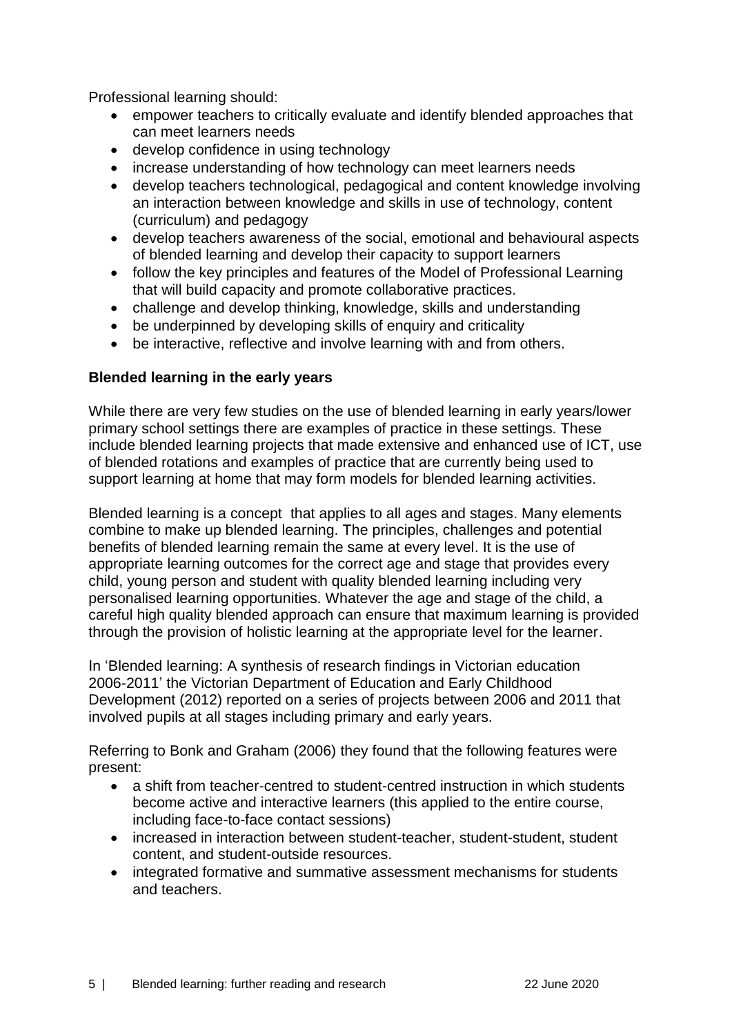Professional learning should:

- empower teachers to critically evaluate and identify blended approaches that can meet learners needs
- develop confidence in using technology
- increase understanding of how technology can meet learners needs
- develop teachers technological, pedagogical and content knowledge involving an interaction between knowledge and skills in use of technology, content (curriculum) and pedagogy
- develop teachers awareness of the social, emotional and behavioural aspects of blended learning and develop their capacity to support learners
- follow the key principles and features of the Model of Professional Learning that will build capacity and promote collaborative practices.
- challenge and develop thinking, knowledge, skills and understanding
- be underpinned by developing skills of enquiry and criticality
- be interactive, reflective and involve learning with and from others.

**Blended learning in the early years**

While there are very few studies on the use of blended learning in early years/lower primary school settings there are examples of practice in these settings. These include blended learning projects that made extensive and enhanced use of ICT, use of blended rotations and examples of practice that are currently being used to support learning at home that may form models for blended learning activities.

Blended learning is a concept that applies to all ages and stages. Many elements combine to make up blended learning. The principles, challenges and potential benefits of blended learning remain the same at every level. It is the use of appropriate learning outcomes for the correct age and stage that provides every child, young person and student with quality blended learning including very personalised learning opportunities. Whatever the age and stage of the child, a careful high quality blended approach can ensure that maximum learning is provided through the provision of holistic learning at the appropriate level for the learner.

In 'Blended learning: A synthesis of research findings in Victorian education 2006-2011' the Victorian Department of Education and Early Childhood Development (2012) reported on a series of projects between 2006 and 2011 that involved pupils at all stages including primary and early years.

Referring to Bonk and Graham (2006) they found that the following features were present:

- a shift from teacher-centred to student-centred instruction in which students become active and interactive learners (this applied to the entire course, including face-to-face contact sessions)
- increased in interaction between student-teacher, student-student, student content, and student-outside resources.
- integrated formative and summative assessment mechanisms for students and teachers.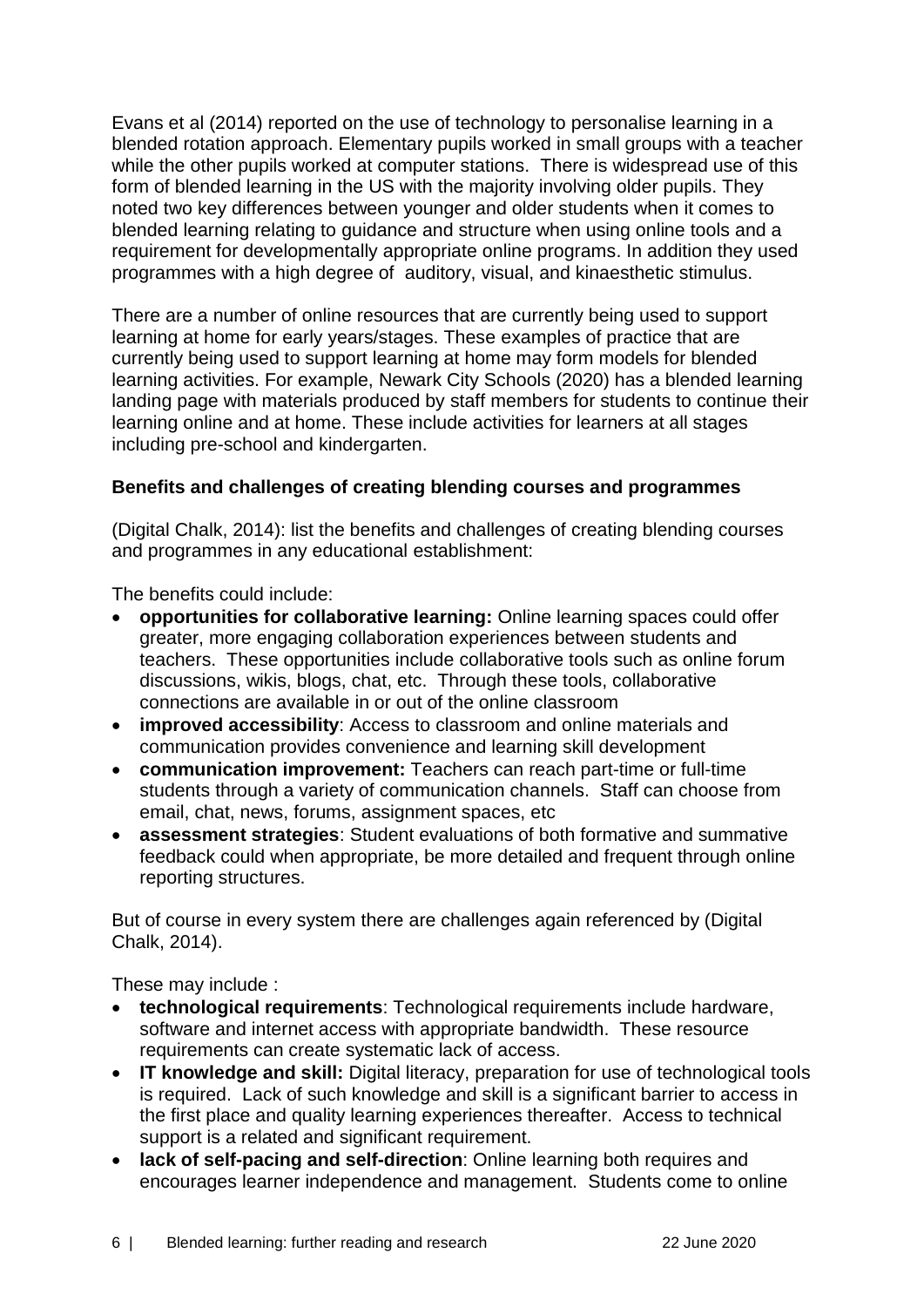Evans et al (2014) reported on the use of technology to personalise learning in a blended rotation approach. Elementary pupils worked in small groups with a teacher while the other pupils worked at computer stations. There is widespread use of this form of blended learning in the US with the majority involving older pupils. They noted two key differences between younger and older students when it comes to blended learning relating to guidance and structure when using online tools and a requirement for developmentally appropriate online programs. In addition they used programmes with a high degree of auditory, visual, and kinaesthetic stimulus.

There are a number of online resources that are currently being used to support learning at home for early years/stages. These examples of practice that are currently being used to support learning at home may form models for blended learning activities. For example, Newark City Schools (2020) has a blended learning landing page with materials produced by staff members for students to continue their learning online and at home. These include activities for learners at all stages including pre-school and kindergarten.

**Benefits and challenges of creating blending courses and programmes**

(Digital Chalk, 2014): list the benefits and challenges of creating blending courses and programmes in any educational establishment:

The benefits could include:

- **opportunities for collaborative learning:** Online learning spaces could offer greater, more engaging collaboration experiences between students and teachers. These opportunities include collaborative tools such as online forum discussions, wikis, blogs, chat, etc. Through these tools, collaborative connections are available in or out of the online classroom
- **improved accessibility**: Access to classroom and online materials and communication provides convenience and learning skill development
- **communication improvement:** Teachers can reach part-time or full-time students through a variety of communication channels. Staff can choose from email, chat, news, forums, assignment spaces, etc
- **assessment strategies**: Student evaluations of both formative and summative feedback could when appropriate, be more detailed and frequent through online reporting structures.

But of course in every system there are challenges again referenced by (Digital Chalk, 2014).

These may include :

- **technological requirements**: Technological requirements include hardware, software and internet access with appropriate bandwidth. These resource requirements can create systematic lack of access.
- **IT knowledge and skill:** Digital literacy, preparation for use of technological tools is required. Lack of such knowledge and skill is a significant barrier to access in the first place and quality learning experiences thereafter. Access to technical support is a related and significant requirement.
- **lack of self-pacing and self-direction**: Online learning both requires and encourages learner independence and management. Students come to online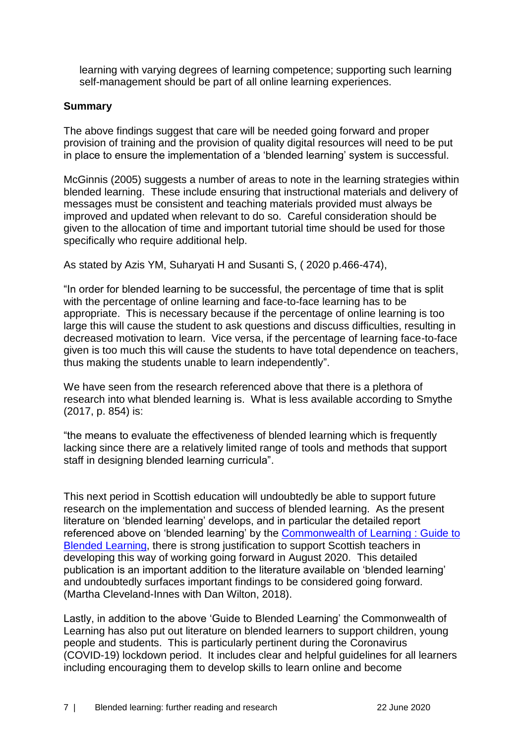learning with varying degrees of learning competence; supporting such learning self-management should be part of all online learning experiences.

**Summary**

The above findings suggest that care will be needed going forward and proper provision of training and the provision of quality digital resources will need to be put in place to ensure the implementation of a 'blended learning' system is successful.

McGinnis (2005) suggests a number of areas to note in the learning strategies within blended learning. These include ensuring that instructional materials and delivery of messages must be consistent and teaching materials provided must always be improved and updated when relevant to do so. Careful consideration should be given to the allocation of time and important tutorial time should be used for those specifically who require additional help.

As stated by Azis YM, Suharyati H and Susanti S, ( 2020 p.466-474),

"In order for blended learning to be successful, the percentage of time that is split with the percentage of online learning and face-to-face learning has to be appropriate. This is necessary because if the percentage of online learning is too large this will cause the student to ask questions and discuss difficulties, resulting in decreased motivation to learn. Vice versa, if the percentage of learning face-to-face given is too much this will cause the students to have total dependence on teachers, thus making the students unable to learn independently".

We have seen from the research referenced above that there is a plethora of research into what blended learning is. What is less available according to Smythe (2017, p. 854) is:

"the means to evaluate the effectiveness of blended learning which is frequently lacking since there are a relatively limited range of tools and methods that support staff in designing blended learning curricula".

This next period in Scottish education will undoubtedly be able to support future research on the implementation and success of blended learning. As the present literature on 'blended learning' develops, and in particular the detailed report referenced above on 'blended learning' by the Commonwealth of Learning : Guide to Blended Learning, there is strong justification to support Scottish teachers in developing this way of working going forward in August 2020. This detailed publication is an important addition to the literature available on 'blended learning' and undoubtedly surfaces important findings to be considered going forward. (Martha Cleveland-Innes with Dan Wilton, 2018).

Lastly, in addition to the above 'Guide to Blended Learning' the Commonwealth of Learning has also put out literature on blended learners to support children, young people and students. This is particularly pertinent during the Coronavirus (COVID-19) lockdown period. It includes clear and helpful guidelines for all learners including encouraging them to develop skills to learn online and become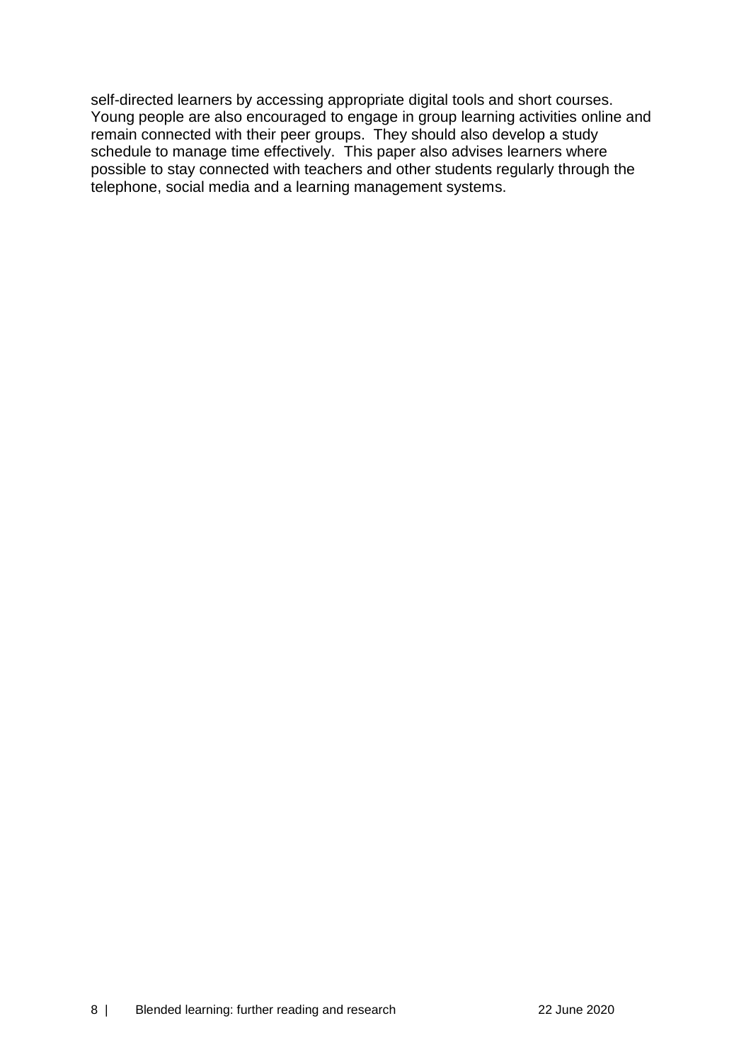self-directed learners by accessing appropriate digital tools and short courses. Young people are also encouraged to engage in group learning activities online and remain connected with their peer groups. They should also develop a study schedule to manage time effectively. This paper also advises learners where possible to stay connected with teachers and other students regularly through the telephone, social media and a learning management systems.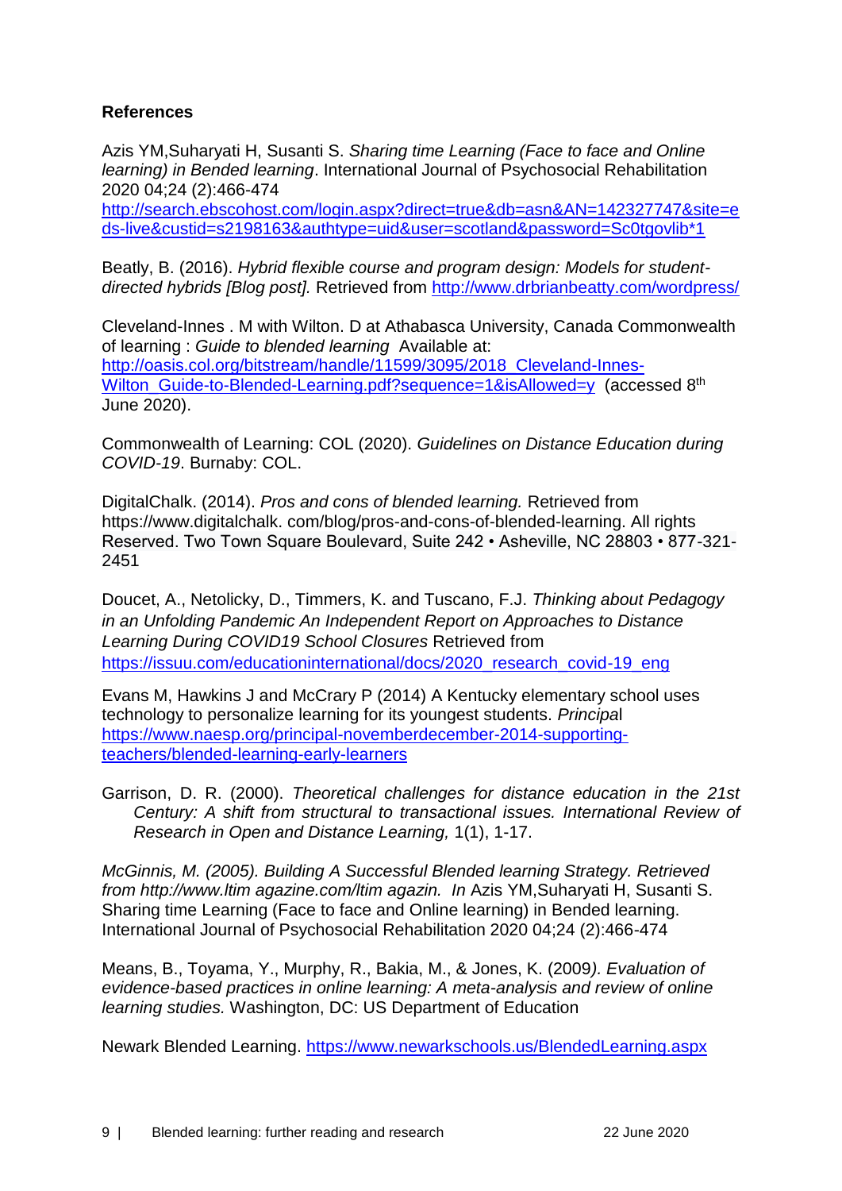**References**

Azis YM,Suharyati H, Susanti S. *Sharing time Learning (Face to face and Online learning) in Bended learning*. International Journal of Psychosocial Rehabilitation 2020 04;24 (2):466-474 http://search.ebscohost.com/login.aspx?direct=true&db=asn&AN=142327747&site=eds-live&custid=s2198163&authtype=uid&user=scotland&password=Sc0tgovlib*1

Beatly, B. (2016). *Hybrid flexible course and program design: Models for student-directed hybrids [Blog post].* Retrieved from http://www.drbrianbeatty.com/wordpress/

Cleveland-Innes . M with Wilton. D at Athabasca University, Canada Commonwealth of learning : *Guide to blended learning* Available at: http://oasis.col.org/bitstream/handle/11599/3095/2018_Cleveland-Innes-Wilton_Guide-to-Blended-Learning.pdf?sequence=1&isAllowed=y (accessed 8th June 2020).

Commonwealth of Learning: COL (2020). *Guidelines on Distance Education during COVID-19*. Burnaby: COL.

DigitalChalk. (2014). *Pros and cons of blended learning.* Retrieved from https://www.digitalchalk. com/blog/pros-and-cons-of-blended-learning. All rights Reserved. Two Town Square Boulevard, Suite 242 • Asheville, NC 28803 • 877-321-2451

Doucet, A., Netolicky, D., Timmers, K. and Tuscano, F.J. *Thinking about Pedagogy in an Unfolding Pandemic An Independent Report on Approaches to Distance Learning During COVID19 School Closures* Retrieved from https://issuu.com/educationinternational/docs/2020_research_covid-19_eng

Evans M, Hawkins J and McCrary P (2014) A Kentucky elementary school uses technology to personalize learning for its youngest students. *Principal* https://www.naesp.org/principal-novemberdecember-2014-supporting-teachers/blended-learning-early-learners

Garrison, D. R. (2000). *Theoretical challenges for distance education in the 21st Century: A shift from structural to transactional issues. International Review of Research in Open and Distance Learning,* 1(1), 1-17.

*McGinnis, M. (2005). Building A Successful Blended learning Strategy. Retrieved from http://www.ltim agazine.com/ltim agazin. In* Azis YM,Suharyati H, Susanti S. Sharing time Learning (Face to face and Online learning) in Bended learning. International Journal of Psychosocial Rehabilitation 2020 04;24 (2):466-474

Means, B., Toyama, Y., Murphy, R., Bakia, M., & Jones, K. (2009*). Evaluation of evidence-based practices in online learning: A meta-analysis and review of online learning studies.* Washington, DC: US Department of Education

Newark Blended Learning. https://www.newarkschools.us/BlendedLearning.aspx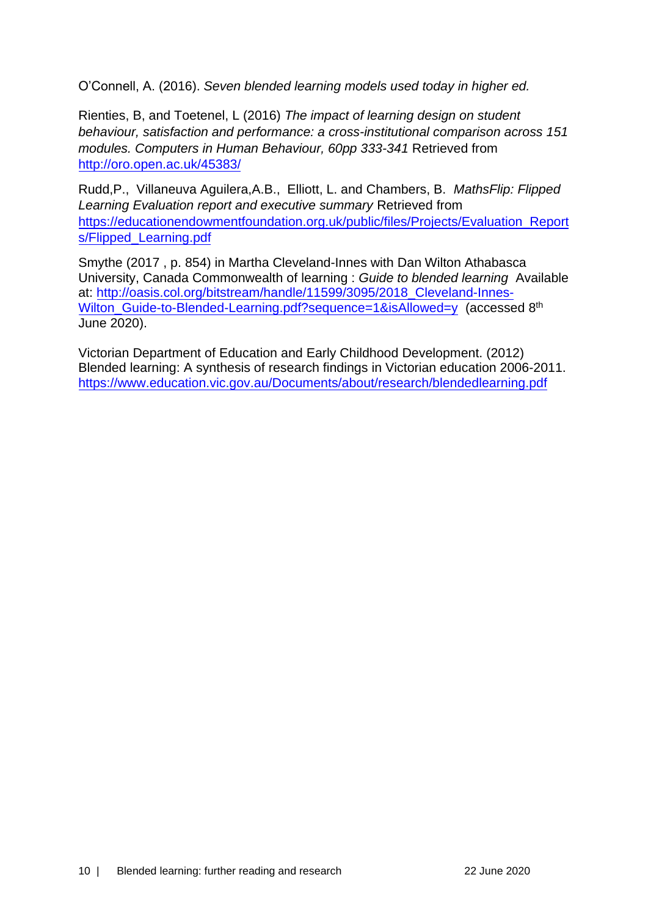O'Connell, A. (2016). *Seven blended learning models used today in higher ed.*

Rienties, B, and Toetenel, L (2016) *The impact of learning design on student behaviour, satisfaction and performance: a cross-institutional comparison across 151 modules. Computers in Human Behaviour, 60pp 333-341* Retrieved from http://oro.open.ac.uk/45383/

Rudd,P., Villaneuva Aguilera,A.B., Elliott, L. and Chambers, B. *MathsFlip: Flipped Learning Evaluation report and executive summary* Retrieved from https://educationendowmentfoundation.org.uk/public/files/Projects/Evaluation_Reports/Flipped_Learning.pdf

Smythe (2017 , p. 854) in Martha Cleveland-Innes with Dan Wilton Athabasca University, Canada Commonwealth of learning : *Guide to blended learning* Available at: http://oasis.col.org/bitstream/handle/11599/3095/2018_Cleveland-Innes-Wilton_Guide-to-Blended-Learning.pdf?sequence=1&isAllowed=y (accessed 8th June 2020).

Victorian Department of Education and Early Childhood Development. (2012) Blended learning: A synthesis of research findings in Victorian education 2006-2011. https://www.education.vic.gov.au/Documents/about/research/blendedlearning.pdf